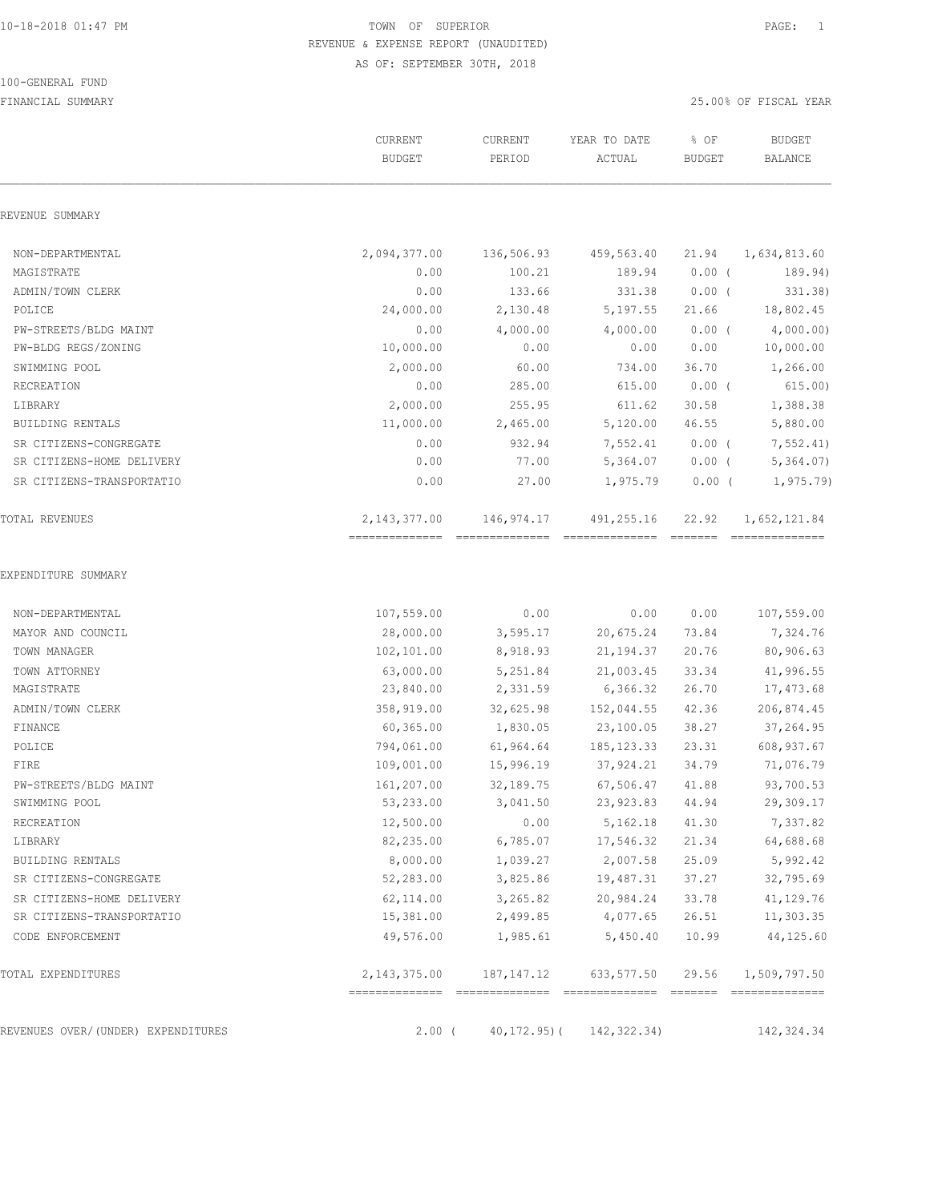10-18-2018 01:47 PM

# TOWN OF SUPERIOR

## REVENUE & EXPENSE REPORT (UNAUDITED)

AS OF: SEPTEMBER 30TH, 2018

100-GENERAL FUND

FINANCIAL SUMMARY

25.00% OF FISCAL YEAR

| | CURRENT BUDGET | CURRENT PERIOD | YEAR TO DATE ACTUAL | % OF BUDGET | BUDGET BALANCE |
|---|---|---|---|---|---|
| **REVENUE SUMMARY** | | | | | |
| NON-DEPARTMENTAL | 2,094,377.00 | 136,506.93 | 459,563.40 | 21.94 | 1,634,813.60 |
| MAGISTRATE | 0.00 | 100.21 | 189.94 | 0.00 | ( 189.94) |
| ADMIN/TOWN CLERK | 0.00 | 133.66 | 331.38 | 0.00 | ( 331.38) |
| POLICE | 24,000.00 | 2,130.48 | 5,197.55 | 21.66 | 18,802.45 |
| PW-STREETS/BLDG MAINT | 0.00 | 4,000.00 | 4,000.00 | 0.00 | ( 4,000.00) |
| PW-BLDG REGS/ZONING | 10,000.00 | 0.00 | 0.00 | 0.00 | 10,000.00 |
| SWIMMING POOL | 2,000.00 | 60.00 | 734.00 | 36.70 | 1,266.00 |
| RECREATION | 0.00 | 285.00 | 615.00 | 0.00 | ( 615.00) |
| LIBRARY | 2,000.00 | 255.95 | 611.62 | 30.58 | 1,388.38 |
| BUILDING RENTALS | 11,000.00 | 2,465.00 | 5,120.00 | 46.55 | 5,880.00 |
| SR CITIZENS-CONGREGATE | 0.00 | 932.94 | 7,552.41 | 0.00 | ( 7,552.41) |
| SR CITIZENS-HOME DELIVERY | 0.00 | 77.00 | 5,364.07 | 0.00 | ( 5,364.07) |
| SR CITIZENS-TRANSPORTATIO | 0.00 | 27.00 | 1,975.79 | 0.00 | ( 1,975.79) |
| TOTAL REVENUES | 2,143,377.00 | 146,974.17 | 491,255.16 | 22.92 | 1,652,121.84 |
| **EXPENDITURE SUMMARY** | | | | | |
| NON-DEPARTMENTAL | 107,559.00 | 0.00 | 0.00 | 0.00 | 107,559.00 |
| MAYOR AND COUNCIL | 28,000.00 | 3,595.17 | 20,675.24 | 73.84 | 7,324.76 |
| TOWN MANAGER | 102,101.00 | 8,918.93 | 21,194.37 | 20.76 | 80,906.63 |
| TOWN ATTORNEY | 63,000.00 | 5,251.84 | 21,003.45 | 33.34 | 41,996.55 |
| MAGISTRATE | 23,840.00 | 2,331.59 | 6,366.32 | 26.70 | 17,473.68 |
| ADMIN/TOWN CLERK | 358,919.00 | 32,625.98 | 152,044.55 | 42.36 | 206,874.45 |
| FINANCE | 60,365.00 | 1,830.05 | 23,100.05 | 38.27 | 37,264.95 |
| POLICE | 794,061.00 | 61,964.64 | 185,123.33 | 23.31 | 608,937.67 |
| FIRE | 109,001.00 | 15,996.19 | 37,924.21 | 34.79 | 71,076.79 |
| PW-STREETS/BLDG MAINT | 161,207.00 | 32,189.75 | 67,506.47 | 41.88 | 93,700.53 |
| SWIMMING POOL | 53,233.00 | 3,041.50 | 23,923.83 | 44.94 | 29,309.17 |
| RECREATION | 12,500.00 | 0.00 | 5,162.18 | 41.30 | 7,337.82 |
| LIBRARY | 82,235.00 | 6,785.07 | 17,546.32 | 21.34 | 64,688.68 |
| BUILDING RENTALS | 8,000.00 | 1,039.27 | 2,007.58 | 25.09 | 5,992.42 |
| SR CITIZENS-CONGREGATE | 52,283.00 | 3,825.86 | 19,487.31 | 37.27 | 32,795.69 |
| SR CITIZENS-HOME DELIVERY | 62,114.00 | 3,265.82 | 20,984.24 | 33.78 | 41,129.76 |
| SR CITIZENS-TRANSPORTATIO | 15,381.00 | 2,499.85 | 4,077.65 | 26.51 | 11,303.35 |
| CODE ENFORCEMENT | 49,576.00 | 1,985.61 | 5,450.40 | 10.99 | 44,125.60 |
| TOTAL EXPENDITURES | 2,143,375.00 | 187,147.12 | 633,577.50 | 29.56 | 1,509,797.50 |
| REVENUES OVER/(UNDER) EXPENDITURES | 2.00 | ( 40,172.95) | ( 142,322.34) | | 142,324.34 |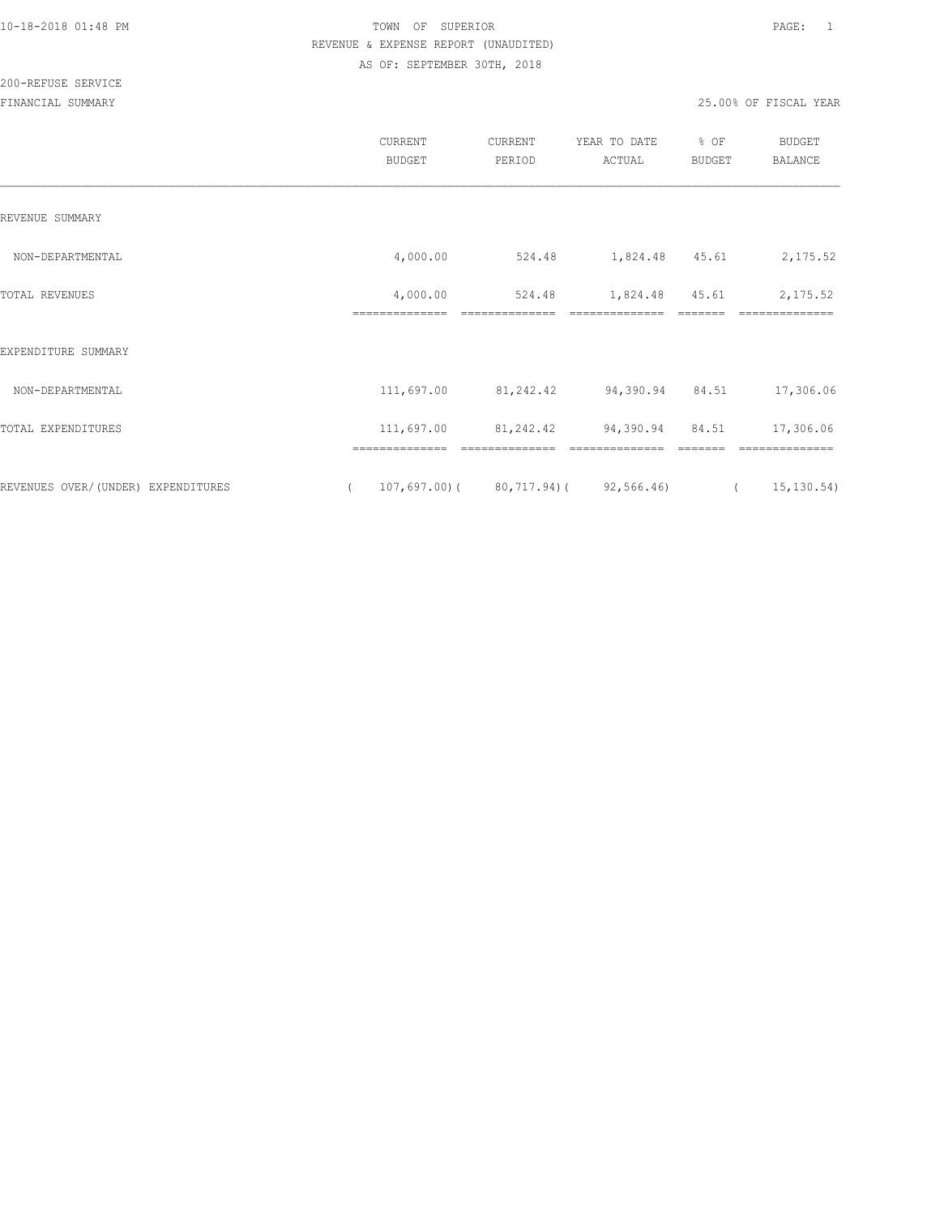TOWN OF SUPERIOR
REVENUE & EXPENSE REPORT (UNAUDITED)
AS OF: SEPTEMBER 30TH, 2018

200-REFUSE SERVICE
FINANCIAL SUMMARY

25.00% OF FISCAL YEAR

| | CURRENT BUDGET | CURRENT PERIOD | YEAR TO DATE ACTUAL | % OF BUDGET | BUDGET BALANCE |
|---|---|---|---|---|---|
| REVENUE SUMMARY | | | | | |
| NON-DEPARTMENTAL | 4,000.00 | 524.48 | 1,824.48 | 45.61 | 2,175.52 |
| TOTAL REVENUES | 4,000.00 | 524.48 | 1,824.48 | 45.61 | 2,175.52 |
| EXPENDITURE SUMMARY | | | | | |
| NON-DEPARTMENTAL | 111,697.00 | 81,242.42 | 94,390.94 | 84.51 | 17,306.06 |
| TOTAL EXPENDITURES | 111,697.00 | 81,242.42 | 94,390.94 | 84.51 | 17,306.06 |
| REVENUES OVER/(UNDER) EXPENDITURES | ( 107,697.00) | ( 80,717.94) | ( 92,566.46) | | ( 15,130.54) |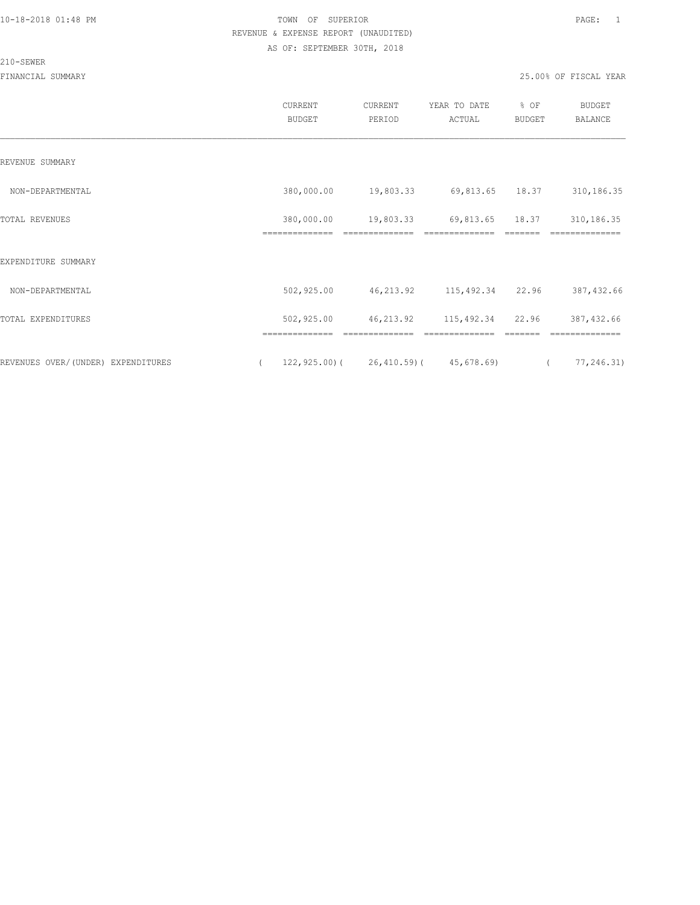TOWN OF SUPERIOR
REVENUE & EXPENSE REPORT (UNAUDITED)
AS OF: SEPTEMBER 30TH, 2018

210-SEWER

FINANCIAL SUMMARY

25.00% OF FISCAL YEAR

| | CURRENT BUDGET | CURRENT PERIOD | YEAR TO DATE ACTUAL | % OF BUDGET | BUDGET BALANCE |
|---|---|---|---|---|---|
| REVENUE SUMMARY | | | | | |
| NON-DEPARTMENTAL | 380,000.00 | 19,803.33 | 69,813.65 | 18.37 | 310,186.35 |
| TOTAL REVENUES | 380,000.00 | 19,803.33 | 69,813.65 | 18.37 | 310,186.35 |
| EXPENDITURE SUMMARY | | | | | |
| NON-DEPARTMENTAL | 502,925.00 | 46,213.92 | 115,492.34 | 22.96 | 387,432.66 |
| TOTAL EXPENDITURES | 502,925.00 | 46,213.92 | 115,492.34 | 22.96 | 387,432.66 |
| REVENUES OVER/(UNDER) EXPENDITURES | ( 122,925.00) | ( 26,410.59) | ( 45,678.69) | | ( 77,246.31) |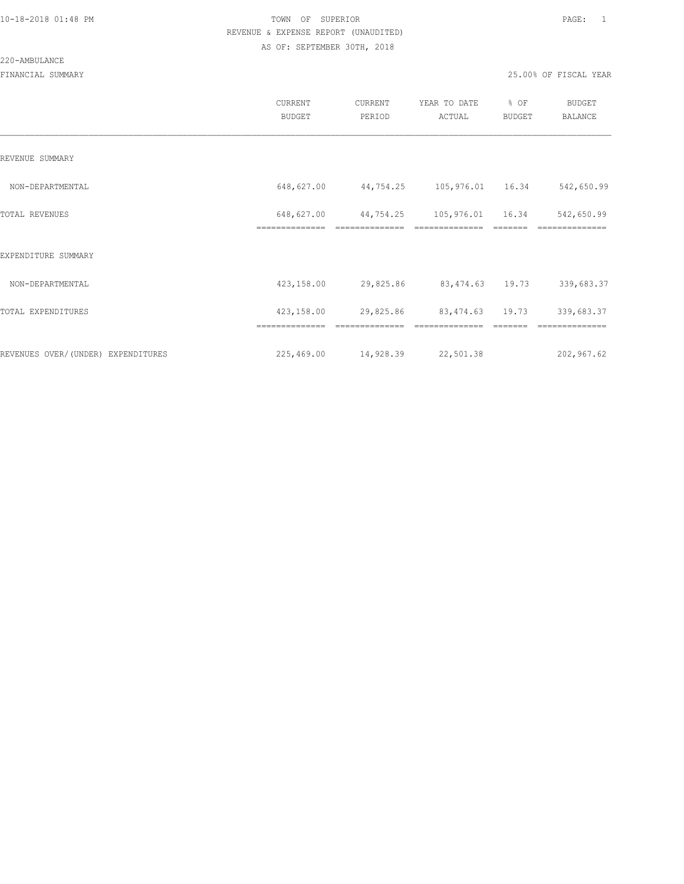TOWN OF SUPERIOR

REVENUE & EXPENSE REPORT (UNAUDITED)

AS OF: SEPTEMBER 30TH, 2018

220-AMBULANCE

FINANCIAL SUMMARY

25.00% OF FISCAL YEAR

| | CURRENT BUDGET | CURRENT PERIOD | YEAR TO DATE ACTUAL | % OF BUDGET | BUDGET BALANCE |
|---|---|---|---|---|---|
| REVENUE SUMMARY | | | | | |
| NON-DEPARTMENTAL | 648,627.00 | 44,754.25 | 105,976.01 | 16.34 | 542,650.99 |
| TOTAL REVENUES | 648,627.00 | 44,754.25 | 105,976.01 | 16.34 | 542,650.99 |
| EXPENDITURE SUMMARY | | | | | |
| NON-DEPARTMENTAL | 423,158.00 | 29,825.86 | 83,474.63 | 19.73 | 339,683.37 |
| TOTAL EXPENDITURES | 423,158.00 | 29,825.86 | 83,474.63 | 19.73 | 339,683.37 |
| REVENUES OVER/(UNDER) EXPENDITURES | 225,469.00 | 14,928.39 | 22,501.38 | | 202,967.62 |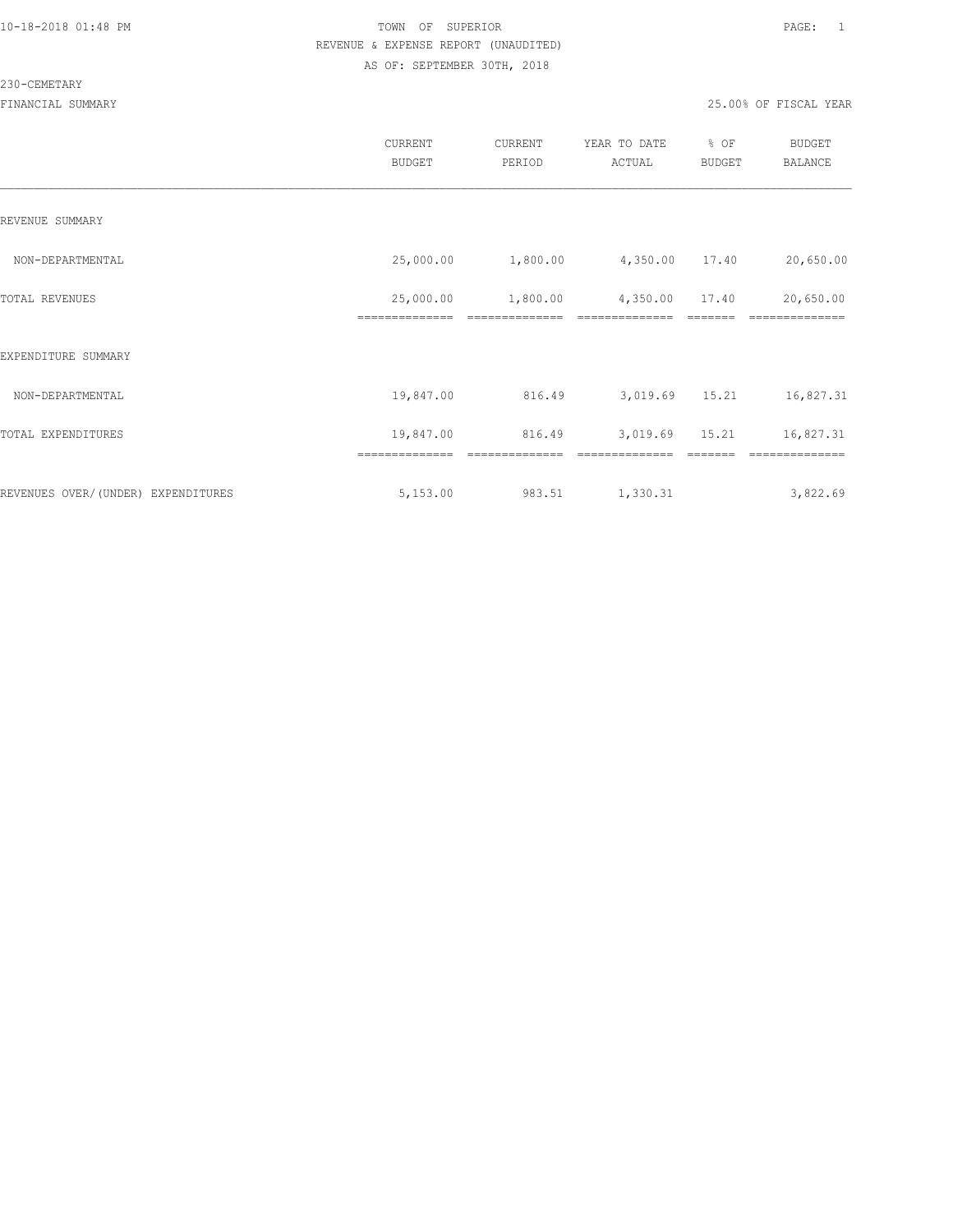10-18-2018 01:48 PM TOWN OF SUPERIOR

REVENUE & EXPENSE REPORT (UNAUDITED)

AS OF: SEPTEMBER 30TH, 2018

230-CEMETARY

FINANCIAL SUMMARY 25.00% OF FISCAL YEAR

| | CURRENT BUDGET | CURRENT PERIOD | YEAR TO DATE ACTUAL | % OF BUDGET | BUDGET BALANCE |
|---|---|---|---|---|---|
| REVENUE SUMMARY | | | | | |
| NON-DEPARTMENTAL | 25,000.00 | 1,800.00 | 4,350.00 | 17.40 | 20,650.00 |
| TOTAL REVENUES | 25,000.00 | 1,800.00 | 4,350.00 | 17.40 | 20,650.00 |
| EXPENDITURE SUMMARY | | | | | |
| NON-DEPARTMENTAL | 19,847.00 | 816.49 | 3,019.69 | 15.21 | 16,827.31 |
| TOTAL EXPENDITURES | 19,847.00 | 816.49 | 3,019.69 | 15.21 | 16,827.31 |
| REVENUES OVER/(UNDER) EXPENDITURES | 5,153.00 | 983.51 | 1,330.31 | | 3,822.69 |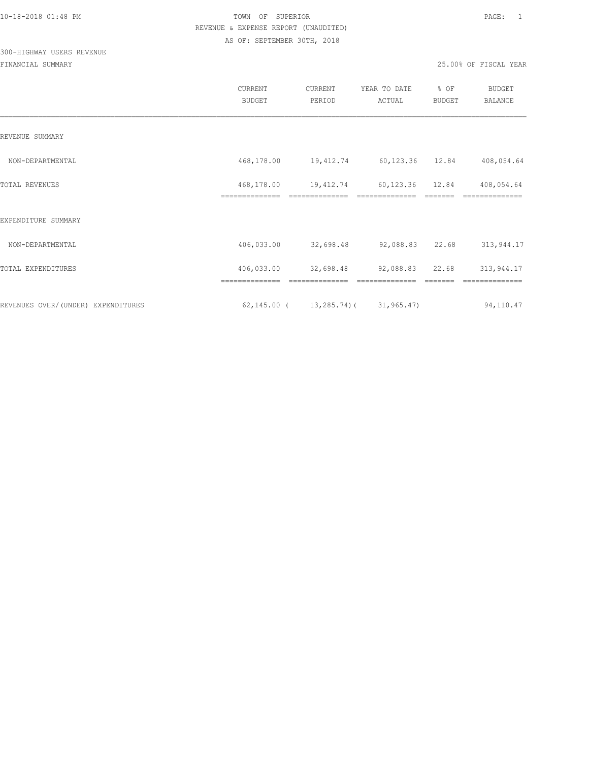TOWN OF SUPERIOR

REVENUE & EXPENSE REPORT (UNAUDITED)

AS OF: SEPTEMBER 30TH, 2018

300-HIGHWAY USERS REVENUE

FINANCIAL SUMMARY

25.00% OF FISCAL YEAR

| | CURRENT BUDGET | CURRENT PERIOD | YEAR TO DATE ACTUAL | % OF BUDGET | BUDGET BALANCE |
|---|---|---|---|---|---|
| REVENUE SUMMARY | | | | | |
| NON-DEPARTMENTAL | 468,178.00 | 19,412.74 | 60,123.36 | 12.84 | 408,054.64 |
| TOTAL REVENUES | 468,178.00 | 19,412.74 | 60,123.36 | 12.84 | 408,054.64 |
| EXPENDITURE SUMMARY | | | | | |
| NON-DEPARTMENTAL | 406,033.00 | 32,698.48 | 92,088.83 | 22.68 | 313,944.17 |
| TOTAL EXPENDITURES | 406,033.00 | 32,698.48 | 92,088.83 | 22.68 | 313,944.17 |
| REVENUES OVER/(UNDER) EXPENDITURES | 62,145.00 | ( 13,285.74) | ( 31,965.47) | | 94,110.47 |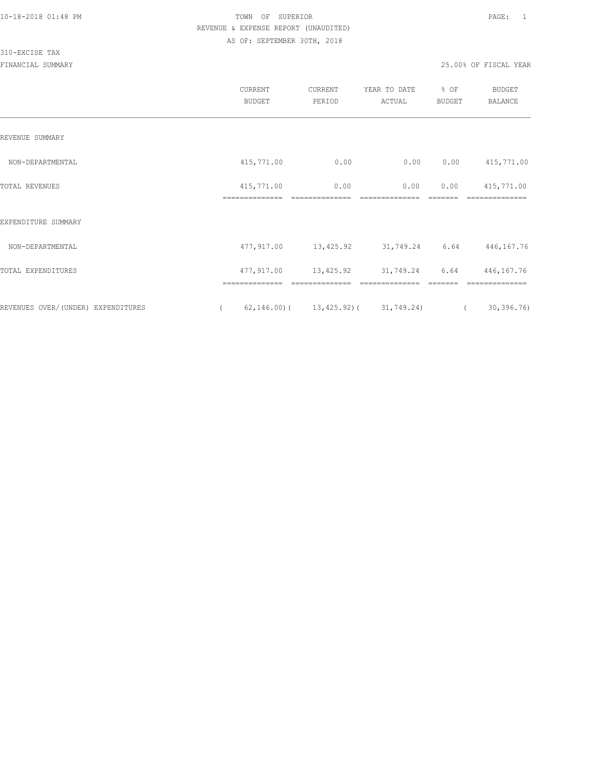10-18-2018 01:48 PM TOWN OF SUPERIOR

REVENUE & EXPENSE REPORT (UNAUDITED)

AS OF: SEPTEMBER 30TH, 2018

310-EXCISE TAX

FINANCIAL SUMMARY 25.00% OF FISCAL YEAR

| | CURRENT BUDGET | CURRENT PERIOD | YEAR TO DATE ACTUAL | % OF BUDGET | BUDGET BALANCE |
|---|---|---|---|---|---|
| REVENUE SUMMARY | | | | | |
| NON-DEPARTMENTAL | 415,771.00 | 0.00 | 0.00 | 0.00 | 415,771.00 |
| TOTAL REVENUES | 415,771.00 | 0.00 | 0.00 | 0.00 | 415,771.00 |
| EXPENDITURE SUMMARY | | | | | |
| NON-DEPARTMENTAL | 477,917.00 | 13,425.92 | 31,749.24 | 6.64 | 446,167.76 |
| TOTAL EXPENDITURES | 477,917.00 | 13,425.92 | 31,749.24 | 6.64 | 446,167.76 |
| REVENUES OVER/(UNDER) EXPENDITURES | ( 62,146.00) | ( 13,425.92) | ( 31,749.24) | | ( 30,396.76) |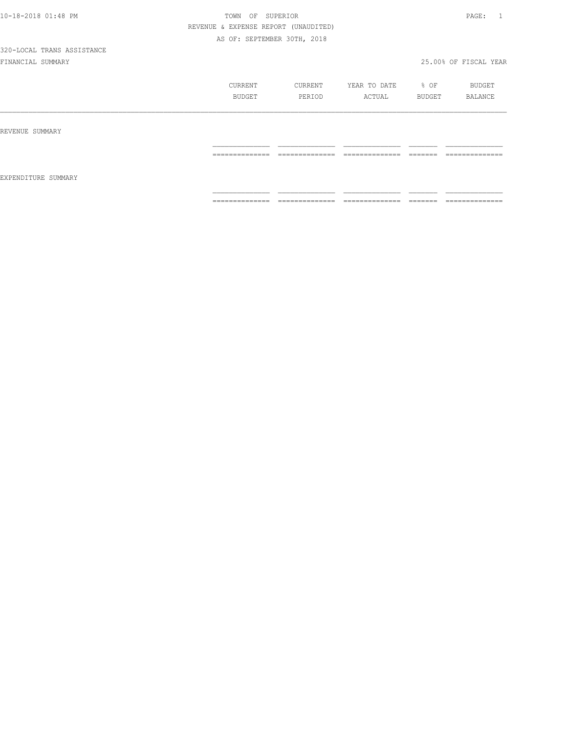TOWN OF SUPERIOR

REVENUE & EXPENSE REPORT (UNAUDITED)

AS OF: SEPTEMBER 30TH, 2018

320-LOCAL TRANS ASSISTANCE

FINANCIAL SUMMARY

25.00% OF FISCAL YEAR

| | CURRENT BUDGET | CURRENT PERIOD | YEAR TO DATE ACTUAL | % OF BUDGET | BUDGET BALANCE |
|---|---|---|---|---|---|
| REVENUE SUMMARY | | | | | |
| EXPENDITURE SUMMARY | | | | | |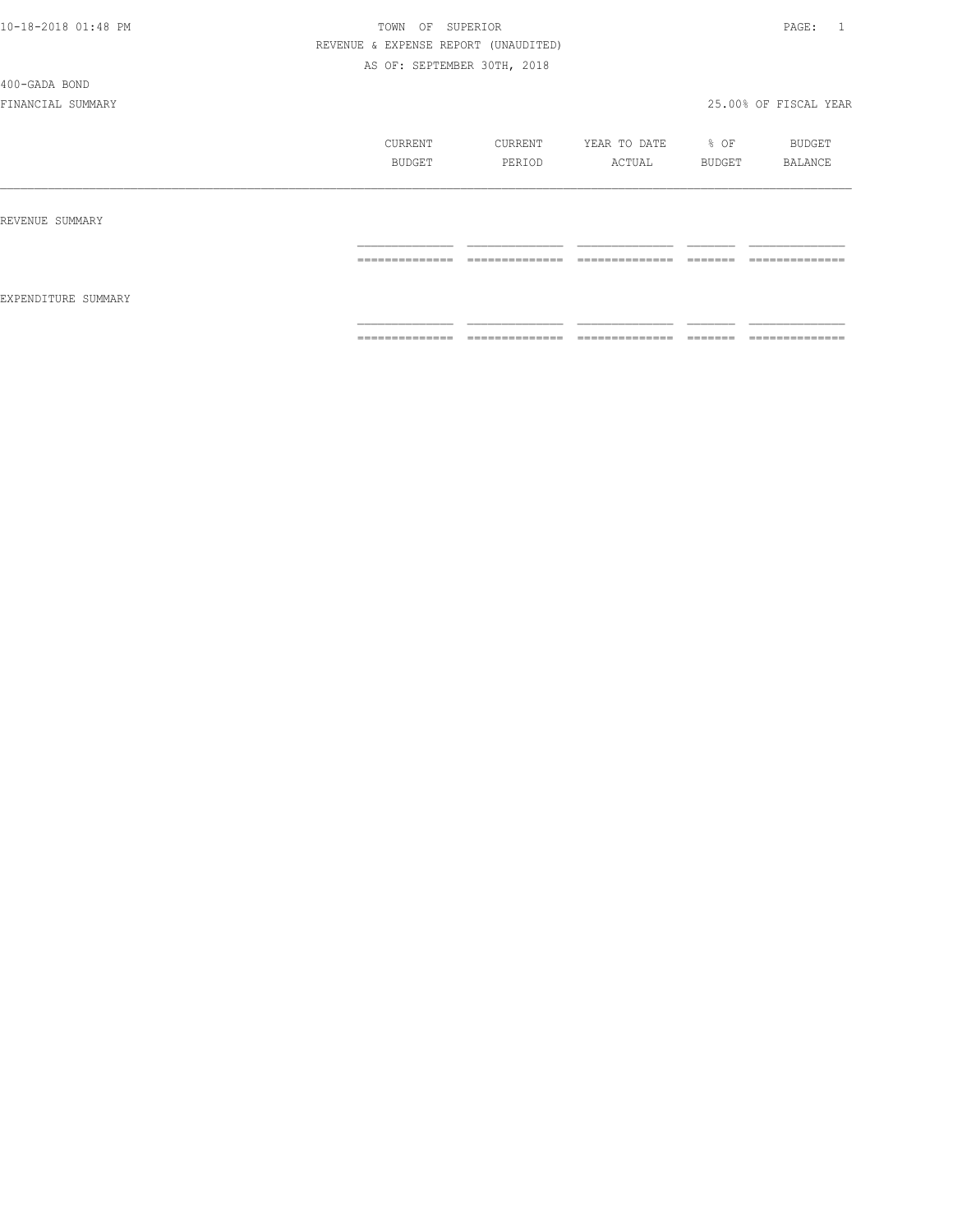10-18-2018 01:48 PM

TOWN OF SUPERIOR

REVENUE & EXPENSE REPORT (UNAUDITED)

AS OF: SEPTEMBER 30TH, 2018

400-GADA BOND

FINANCIAL SUMMARY

25.00% OF FISCAL YEAR

| | CURRENT BUDGET | CURRENT PERIOD | YEAR TO DATE ACTUAL | % OF BUDGET | BUDGET BALANCE |
|---|---|---|---|---|---|
| REVENUE SUMMARY | | | | | |
| EXPENDITURE SUMMARY | | | | | |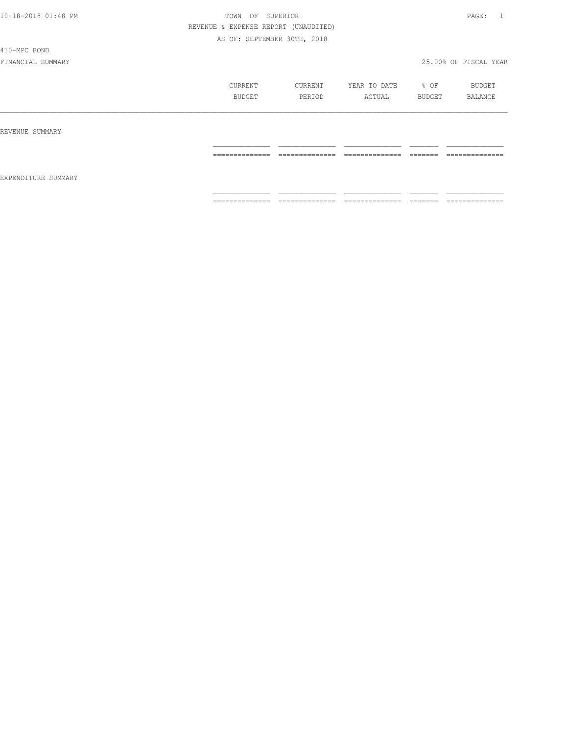TOWN OF SUPERIOR

REVENUE & EXPENSE REPORT (UNAUDITED)

AS OF: SEPTEMBER 30TH, 2018

410-MPC BOND

FINANCIAL SUMMARY

25.00% OF FISCAL YEAR

| | CURRENT BUDGET | CURRENT PERIOD | YEAR TO DATE ACTUAL | % OF BUDGET | BUDGET BALANCE |
|---|---|---|---|---|---|
| REVENUE SUMMARY | | | | | |
| EXPENDITURE SUMMARY | | | | | |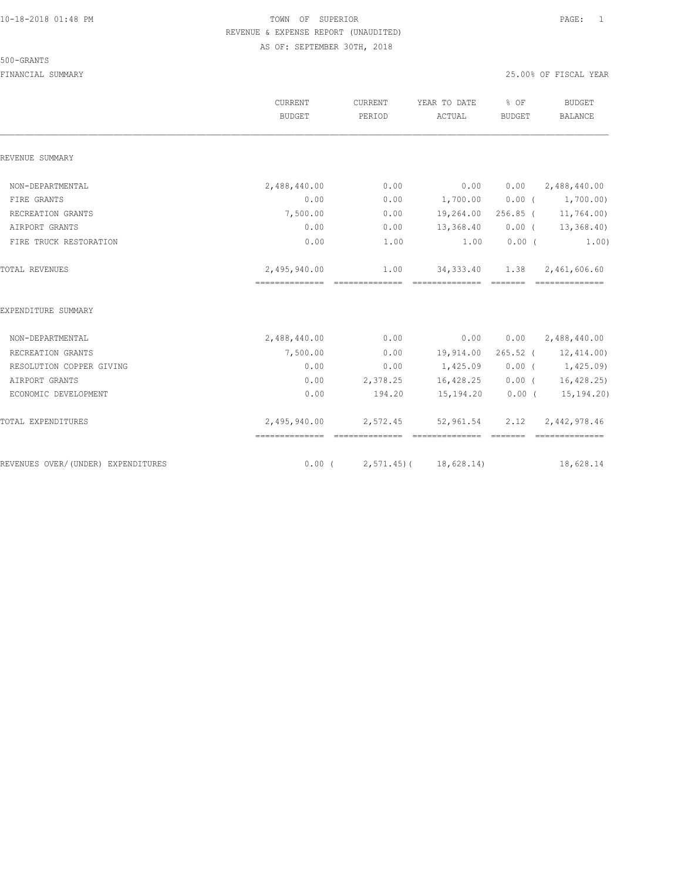10-18-2018 01:48 PM

# TOWN OF SUPERIOR

REVENUE & EXPENSE REPORT (UNAUDITED)

AS OF: SEPTEMBER 30TH, 2018

500-GRANTS

FINANCIAL SUMMARY — 25.00% OF FISCAL YEAR

| | CURRENT BUDGET | CURRENT PERIOD | YEAR TO DATE ACTUAL | % OF BUDGET | BUDGET BALANCE |
|---|---|---|---|---|---|
| **REVENUE SUMMARY** | | | | | |
| NON-DEPARTMENTAL | 2,488,440.00 | 0.00 | 0.00 | 0.00 | 2,488,440.00 |
| FIRE GRANTS | 0.00 | 0.00 | 1,700.00 | 0.00 | ( 1,700.00) |
| RECREATION GRANTS | 7,500.00 | 0.00 | 19,264.00 | 256.85 | ( 11,764.00) |
| AIRPORT GRANTS | 0.00 | 0.00 | 13,368.40 | 0.00 | ( 13,368.40) |
| FIRE TRUCK RESTORATION | 0.00 | 1.00 | 1.00 | 0.00 | ( 1.00) |
| TOTAL REVENUES | 2,495,940.00 | 1.00 | 34,333.40 | 1.38 | 2,461,606.60 |
| **EXPENDITURE SUMMARY** | | | | | |
| NON-DEPARTMENTAL | 2,488,440.00 | 0.00 | 0.00 | 0.00 | 2,488,440.00 |
| RECREATION GRANTS | 7,500.00 | 0.00 | 19,914.00 | 265.52 | ( 12,414.00) |
| RESOLUTION COPPER GIVING | 0.00 | 0.00 | 1,425.09 | 0.00 | ( 1,425.09) |
| AIRPORT GRANTS | 0.00 | 2,378.25 | 16,428.25 | 0.00 | ( 16,428.25) |
| ECONOMIC DEVELOPMENT | 0.00 | 194.20 | 15,194.20 | 0.00 | ( 15,194.20) |
| TOTAL EXPENDITURES | 2,495,940.00 | 2,572.45 | 52,961.54 | 2.12 | 2,442,978.46 |
| REVENUES OVER/(UNDER) EXPENDITURES | 0.00 | ( 2,571.45) | ( 18,628.14) | | 18,628.14 |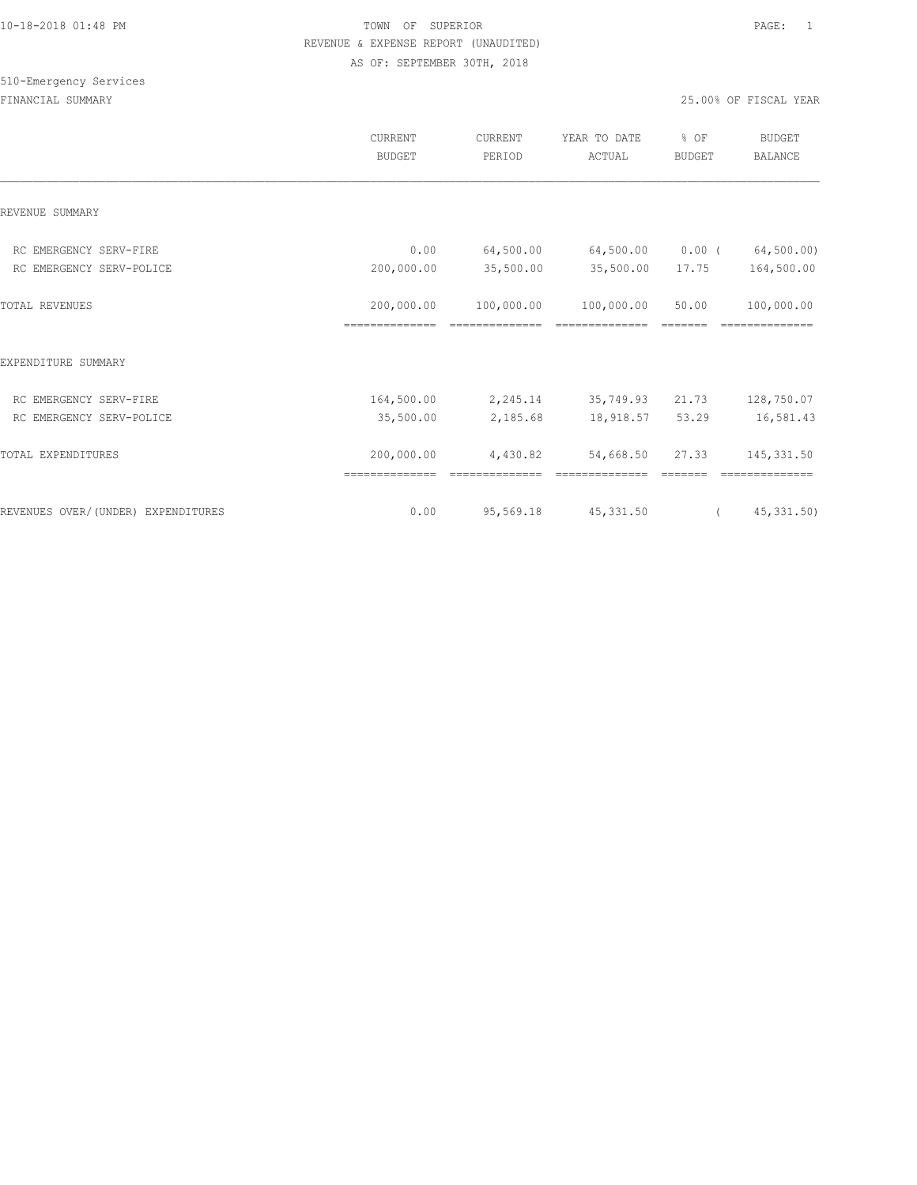10-18-2018 01:48 PM

TOWN OF SUPERIOR

REVENUE & EXPENSE REPORT (UNAUDITED)

AS OF: SEPTEMBER 30TH, 2018

510-Emergency Services

FINANCIAL SUMMARY

25.00% OF FISCAL YEAR

| | CURRENT BUDGET | CURRENT PERIOD | YEAR TO DATE ACTUAL | % OF BUDGET | BUDGET BALANCE |
|---|---|---|---|---|---|
| REVENUE SUMMARY | | | | | |
| RC EMERGENCY SERV-FIRE | 0.00 | 64,500.00 | 64,500.00 | 0.00 | ( 64,500.00) |
| RC EMERGENCY SERV-POLICE | 200,000.00 | 35,500.00 | 35,500.00 | 17.75 | 164,500.00 |
| TOTAL REVENUES | 200,000.00 | 100,000.00 | 100,000.00 | 50.00 | 100,000.00 |
| EXPENDITURE SUMMARY | | | | | |
| RC EMERGENCY SERV-FIRE | 164,500.00 | 2,245.14 | 35,749.93 | 21.73 | 128,750.07 |
| RC EMERGENCY SERV-POLICE | 35,500.00 | 2,185.68 | 18,918.57 | 53.29 | 16,581.43 |
| TOTAL EXPENDITURES | 200,000.00 | 4,430.82 | 54,668.50 | 27.33 | 145,331.50 |
| REVENUES OVER/(UNDER) EXPENDITURES | 0.00 | 95,569.18 | 45,331.50 | | ( 45,331.50) |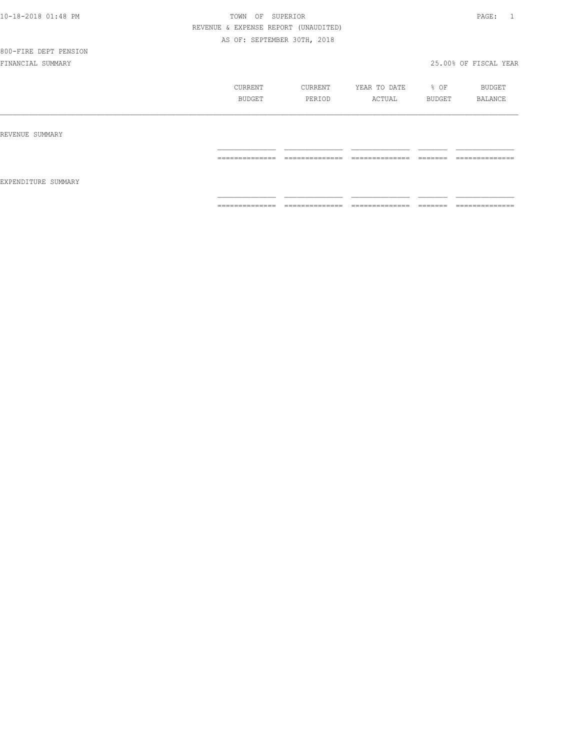TOWN OF SUPERIOR

REVENUE & EXPENSE REPORT (UNAUDITED)

AS OF: SEPTEMBER 30TH, 2018

800-FIRE DEPT PENSION

FINANCIAL SUMMARY

25.00% OF FISCAL YEAR

| | CURRENT BUDGET | CURRENT PERIOD | YEAR TO DATE ACTUAL | % OF BUDGET | BUDGET BALANCE |
|---|---|---|---|---|---|
| REVENUE SUMMARY | | | | | |
| EXPENDITURE SUMMARY | | | | | |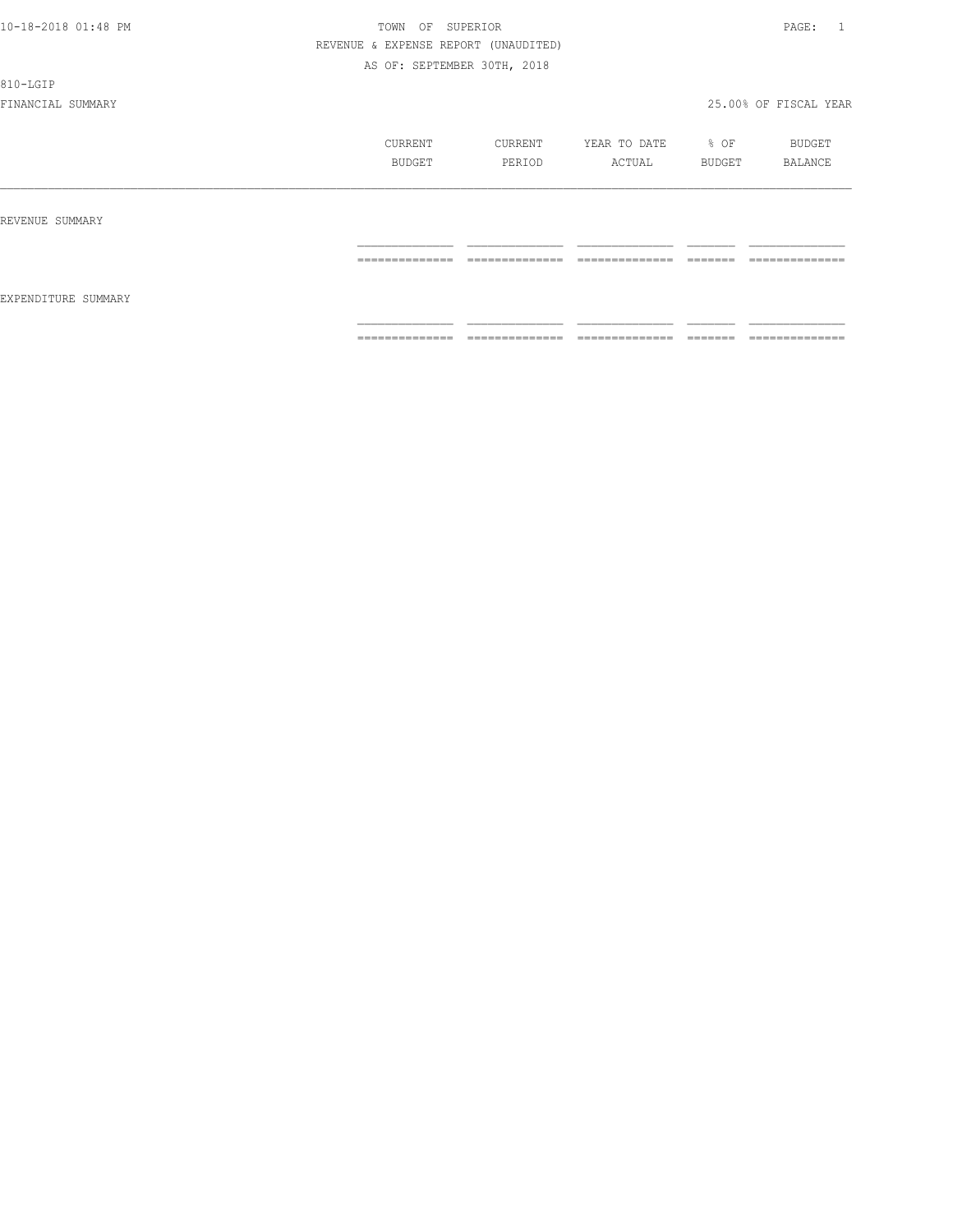TOWN OF SUPERIOR

REVENUE & EXPENSE REPORT (UNAUDITED)

AS OF: SEPTEMBER 30TH, 2018

810-LGIP

FINANCIAL SUMMARY — 25.00% OF FISCAL YEAR

| | CURRENT BUDGET | CURRENT PERIOD | YEAR TO DATE ACTUAL | % OF BUDGET | BUDGET BALANCE |
|---|---|---|---|---|---|
| REVENUE SUMMARY | | | | | |
| EXPENDITURE SUMMARY | | | | | |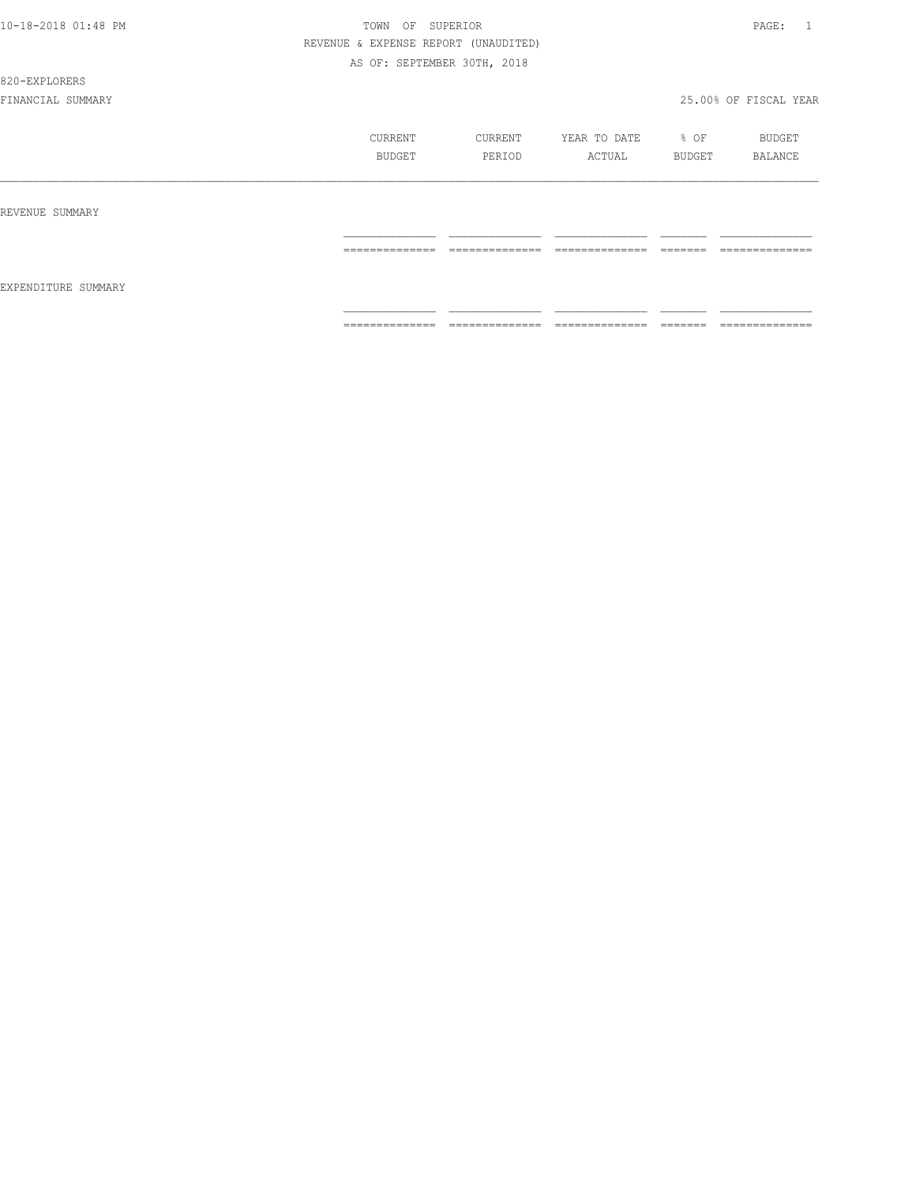TOWN OF SUPERIOR

REVENUE & EXPENSE REPORT (UNAUDITED)

AS OF: SEPTEMBER 30TH, 2018

820-EXPLORERS

FINANCIAL SUMMARY

25.00% OF FISCAL YEAR

| | CURRENT BUDGET | CURRENT PERIOD | YEAR TO DATE ACTUAL | % OF BUDGET | BUDGET BALANCE |
|---|---|---|---|---|---|
| REVENUE SUMMARY | | | | | |
| EXPENDITURE SUMMARY | | | | | |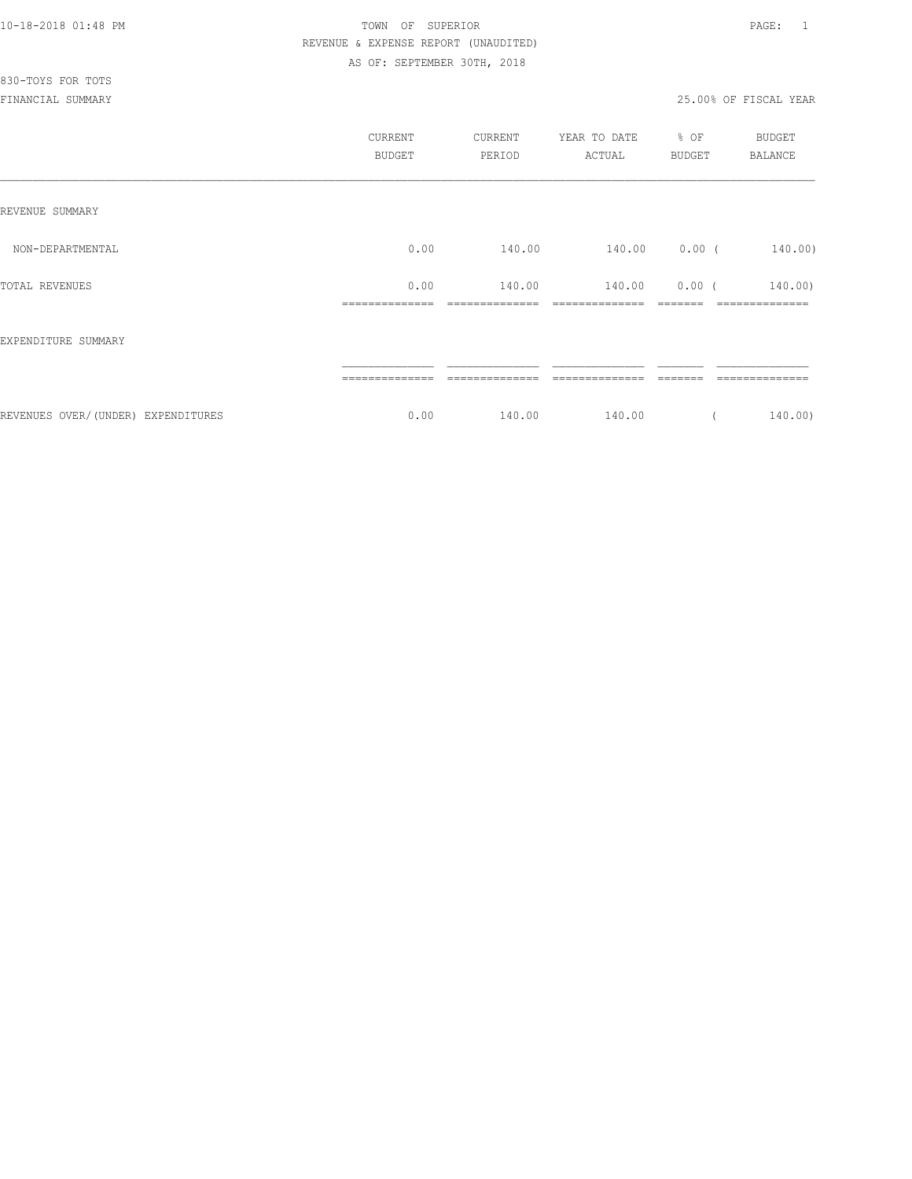10-18-2018 01:48 PM TOWN OF SUPERIOR

REVENUE & EXPENSE REPORT (UNAUDITED)

AS OF: SEPTEMBER 30TH, 2018

830-TOYS FOR TOTS

FINANCIAL SUMMARY 25.00% OF FISCAL YEAR

| | CURRENT BUDGET | CURRENT PERIOD | YEAR TO DATE ACTUAL | % OF BUDGET | BUDGET BALANCE |
|---|---|---|---|---|---|
| REVENUE SUMMARY | | | | | |
| NON-DEPARTMENTAL | 0.00 | 140.00 | 140.00 | 0.00 | ( 140.00) |
| TOTAL REVENUES | 0.00 | 140.00 | 140.00 | 0.00 | ( 140.00) |
| EXPENDITURE SUMMARY | | | | | |
| REVENUES OVER/(UNDER) EXPENDITURES | 0.00 | 140.00 | 140.00 | | ( 140.00) |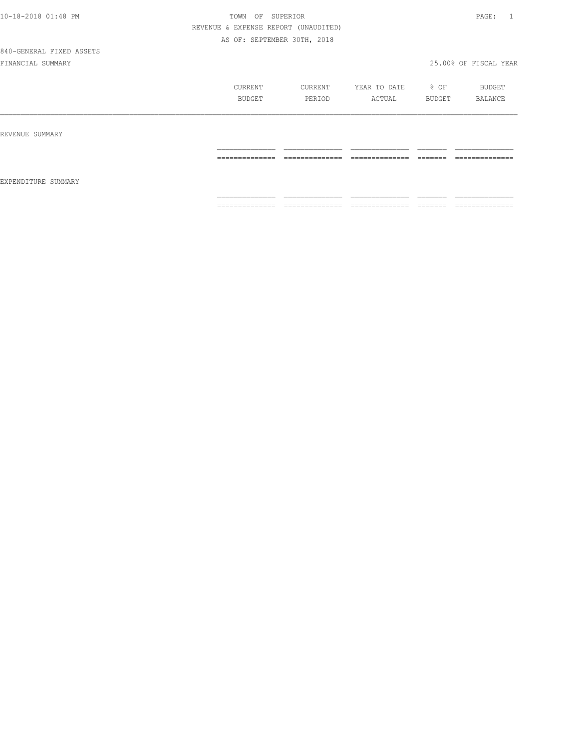840-GENERAL FIXED ASSETS

FINANCIAL SUMMARY

25.00% OF FISCAL YEAR

| | CURRENT BUDGET | CURRENT PERIOD | YEAR TO DATE ACTUAL | % OF BUDGET | BUDGET BALANCE |
|---|---|---|---|---|---|
| REVENUE SUMMARY | | | | | |
| EXPENDITURE SUMMARY | | | | | |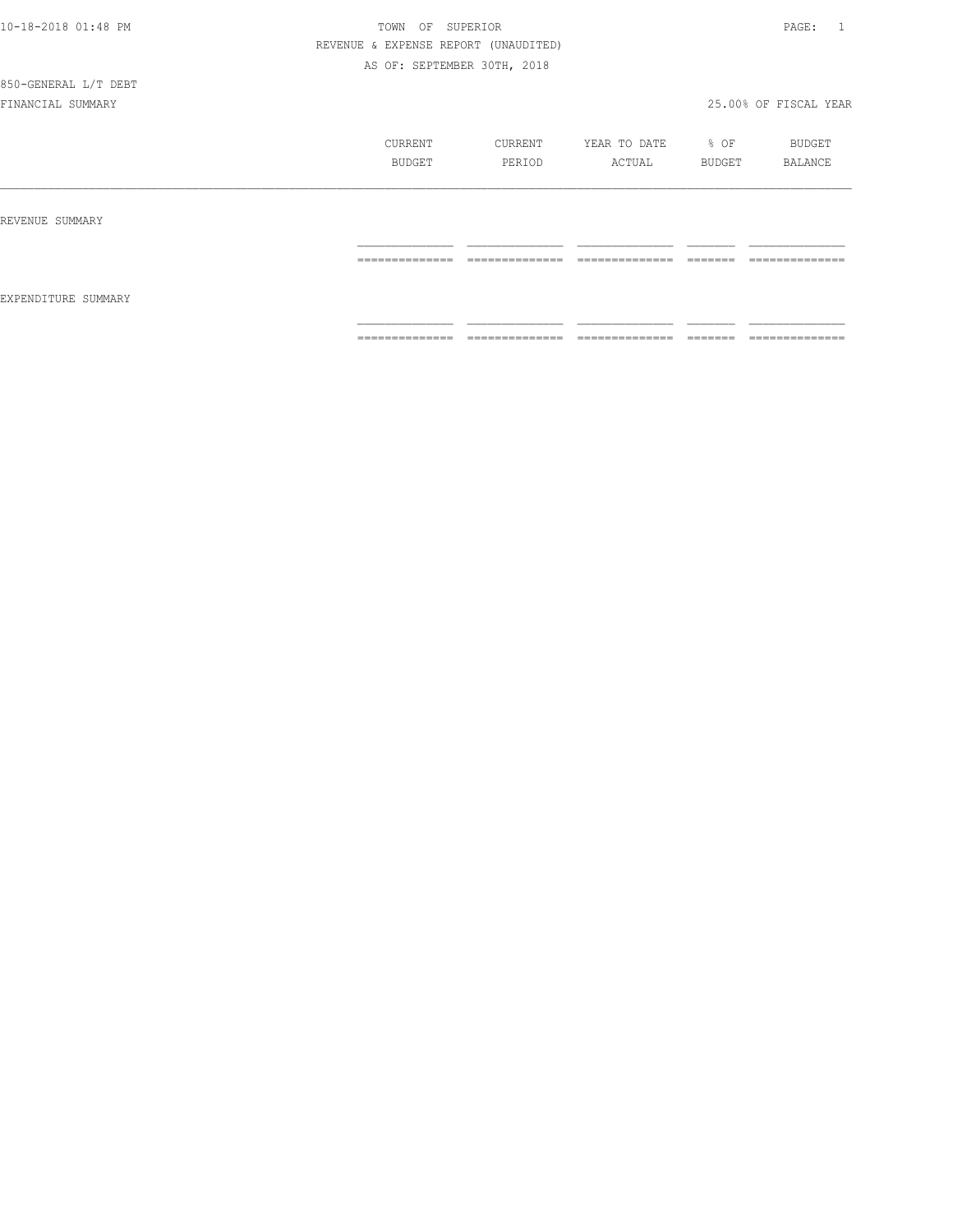10-18-2018 01:48 PM TOWN OF SUPERIOR

REVENUE & EXPENSE REPORT (UNAUDITED)

AS OF: SEPTEMBER 30TH, 2018

850-GENERAL L/T DEBT

FINANCIAL SUMMARY 25.00% OF FISCAL YEAR

| | CURRENT BUDGET | CURRENT PERIOD | YEAR TO DATE ACTUAL | % OF BUDGET | BUDGET BALANCE |
|---|---|---|---|---|---|
| REVENUE SUMMARY | | | | | |
| EXPENDITURE SUMMARY | | | | | |